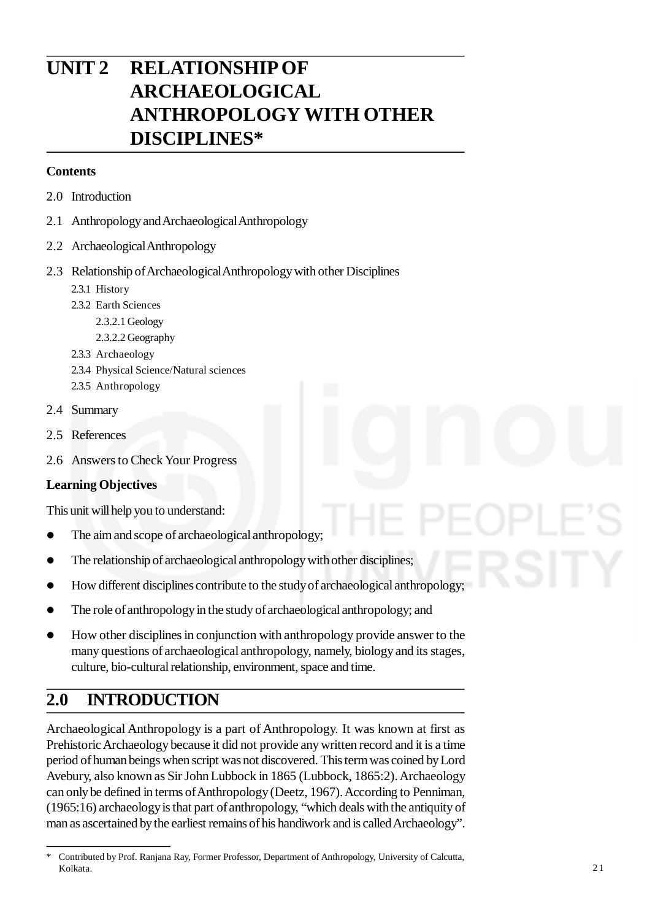# UNIT 2 RELATIONSHIP OF ARCHAEOLOGICAL ANTHROPOLOGY WITH OTHER DISCIPLINES*

**Contents**

2.0 Introduction

2.1 Anthropology and Archaeological Anthropology

2.2 Archaeological Anthropology

2.3 Relationship of Archaeological Anthropology with other Disciplines

- 2.3.1 History
- 2.3.2 Earth Sciences
  - 2.3.2.1 Geology
  - 2.3.2.2 Geography
- 2.3.3 Archaeology
- 2.3.4 Physical Science/Natural sciences
- 2.3.5 Anthropology

2.4 Summary

2.5 References

2.6 Answers to Check Your Progress

**Learning Objectives**

This unit will help you to understand:

- The aim and scope of archaeological anthropology;
- The relationship of archaeological anthropology with other disciplines;
- How different disciplines contribute to the study of archaeological anthropology;
- The role of anthropology in the study of archaeological anthropology; and
- How other disciplines in conjunction with anthropology provide answer to the many questions of archaeological anthropology, namely, biology and its stages, culture, bio-cultural relationship, environment, space and time.

## 2.0 INTRODUCTION

Archaeological Anthropology is a part of Anthropology. It was known at first as Prehistoric Archaeology because it did not provide any written record and it is a time period of human beings when script was not discovered. This term was coined by Lord Avebury, also known as Sir John Lubbock in 1865 (Lubbock, 1865:2). Archaeology can only be defined in terms of Anthropology (Deetz, 1967). According to Penniman, (1965:16) archaeology is that part of anthropology, "which deals with the antiquity of man as ascertained by the earliest remains of his handiwork and is called Archaeology".

---

* Contributed by Prof. Ranjana Ray, Former Professor, Department of Anthropology, University of Calcutta, Kolkata.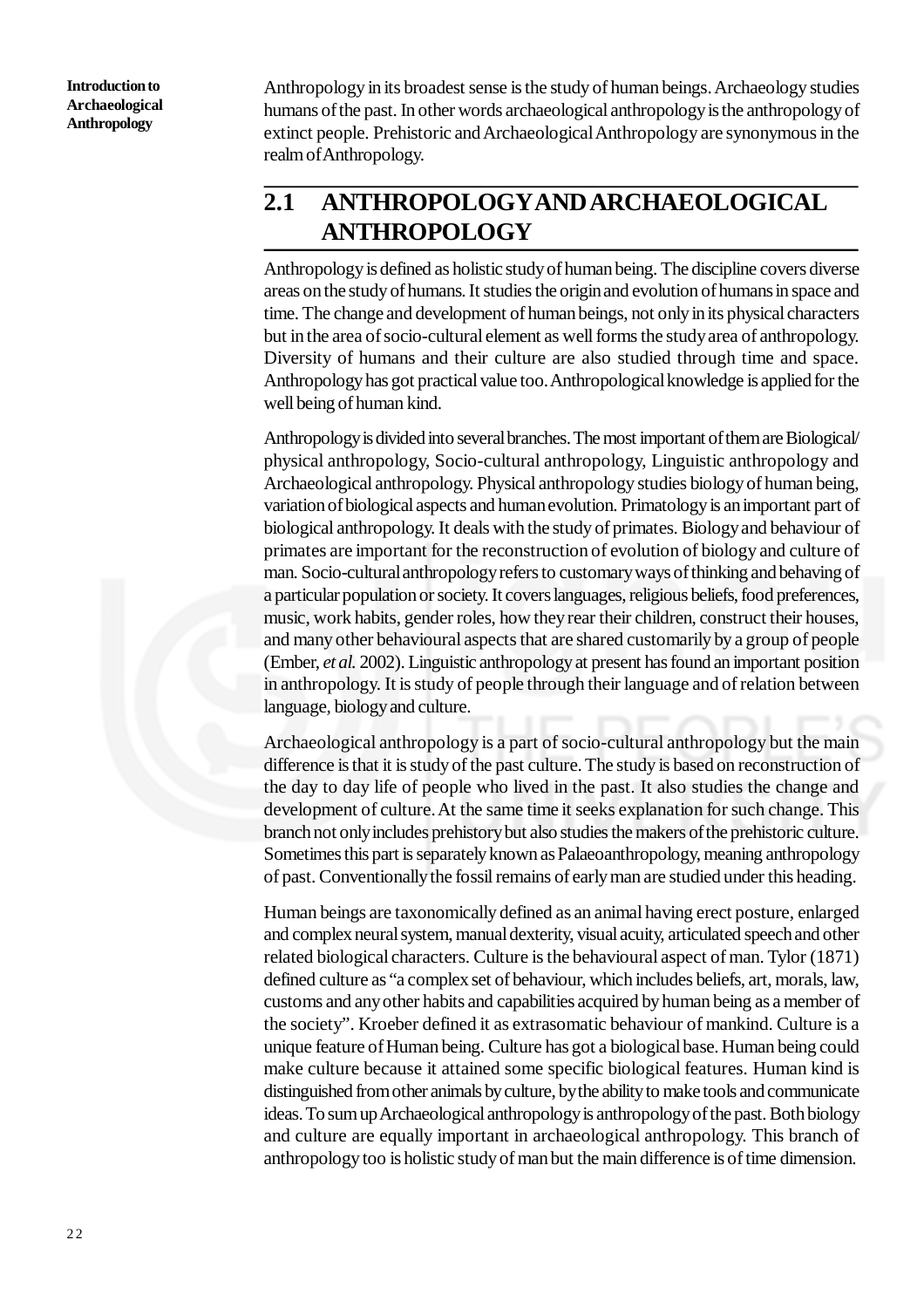Anthropology in its broadest sense is the study of human beings. Archaeology studies humans of the past. In other words archaeological anthropology is the anthropology of extinct people. Prehistoric and Archaeological Anthropology are synonymous in the realm of Anthropology.

## 2.1 ANTHROPOLOGY AND ARCHAEOLOGICAL ANTHROPOLOGY

Anthropology is defined as holistic study of human being. The discipline covers diverse areas on the study of humans. It studies the origin and evolution of humans in space and time. The change and development of human beings, not only in its physical characters but in the area of socio-cultural element as well forms the study area of anthropology. Diversity of humans and their culture are also studied through time and space. Anthropology has got practical value too. Anthropological knowledge is applied for the well being of human kind.

Anthropology is divided into several branches. The most important of them are Biological/ physical anthropology, Socio-cultural anthropology, Linguistic anthropology and Archaeological anthropology. Physical anthropology studies biology of human being, variation of biological aspects and human evolution. Primatology is an important part of biological anthropology. It deals with the study of primates. Biology and behaviour of primates are important for the reconstruction of evolution of biology and culture of man. Socio-cultural anthropology refers to customary ways of thinking and behaving of a particular population or society. It covers languages, religious beliefs, food preferences, music, work habits, gender roles, how they rear their children, construct their houses, and many other behavioural aspects that are shared customarily by a group of people (Ember, *et al.* 2002). Linguistic anthropology at present has found an important position in anthropology. It is study of people through their language and of relation between language, biology and culture.

Archaeological anthropology is a part of socio-cultural anthropology but the main difference is that it is study of the past culture. The study is based on reconstruction of the day to day life of people who lived in the past. It also studies the change and development of culture. At the same time it seeks explanation for such change. This branch not only includes prehistory but also studies the makers of the prehistoric culture. Sometimes this part is separately known as Palaeoanthropology, meaning anthropology of past. Conventionally the fossil remains of early man are studied under this heading.

Human beings are taxonomically defined as an animal having erect posture, enlarged and complex neural system, manual dexterity, visual acuity, articulated speech and other related biological characters. Culture is the behavioural aspect of man. Tylor (1871) defined culture as "a complex set of behaviour, which includes beliefs, art, morals, law, customs and any other habits and capabilities acquired by human being as a member of the society". Kroeber defined it as extrasomatic behaviour of mankind. Culture is a unique feature of Human being. Culture has got a biological base. Human being could make culture because it attained some specific biological features. Human kind is distinguished from other animals by culture, by the ability to make tools and communicate ideas. To sum up Archaeological anthropology is anthropology of the past. Both biology and culture are equally important in archaeological anthropology. This branch of anthropology too is holistic study of man but the main difference is of time dimension.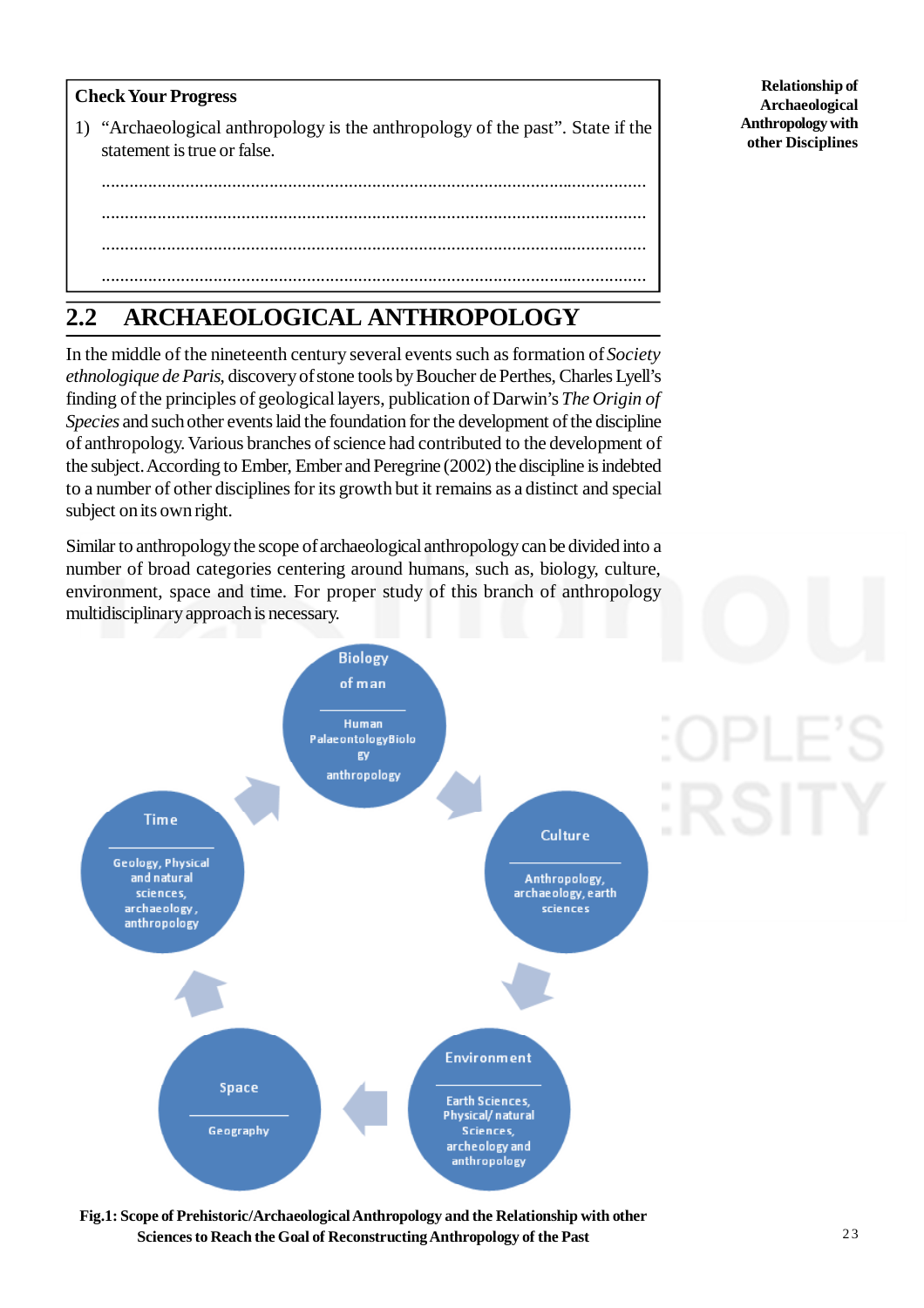**Check Your Progress**

1) "Archaeological anthropology is the anthropology of the past". State if the statement is true or false.

.....................................................................................................................

.....................................................................................................................

.....................................................................................................................

.....................................................................................................................

## 2.2 ARCHAEOLOGICAL ANTHROPOLOGY

In the middle of the nineteenth century several events such as formation of *Society ethnologique de Paris*, discovery of stone tools by Boucher de Perthes, Charles Lyell's finding of the principles of geological layers, publication of Darwin's *The Origin of Species* and such other events laid the foundation for the development of the discipline of anthropology. Various branches of science had contributed to the development of the subject. According to Ember, Ember and Peregrine (2002) the discipline is indebted to a number of other disciplines for its growth but it remains as a distinct and special subject on its own right.

Similar to anthropology the scope of archaeological anthropology can be divided into a number of broad categories centering around humans, such as, biology, culture, environment, space and time. For proper study of this branch of anthropology multidisciplinary approach is necessary.

Biology of man — Human PalaeontologyBiology anthropology

Culture — Anthropology, archaeology, earth sciences

Environment — Earth Sciences, Physical/ natural Sciences, archeology and anthropology

Space — Geography

Time — Geology, Physical and natural sciences, archaeology, anthropology

**Fig.1: Scope of Prehistoric/Archaeological Anthropology and the Relationship with other Sciences to Reach the Goal of Reconstructing Anthropology of the Past**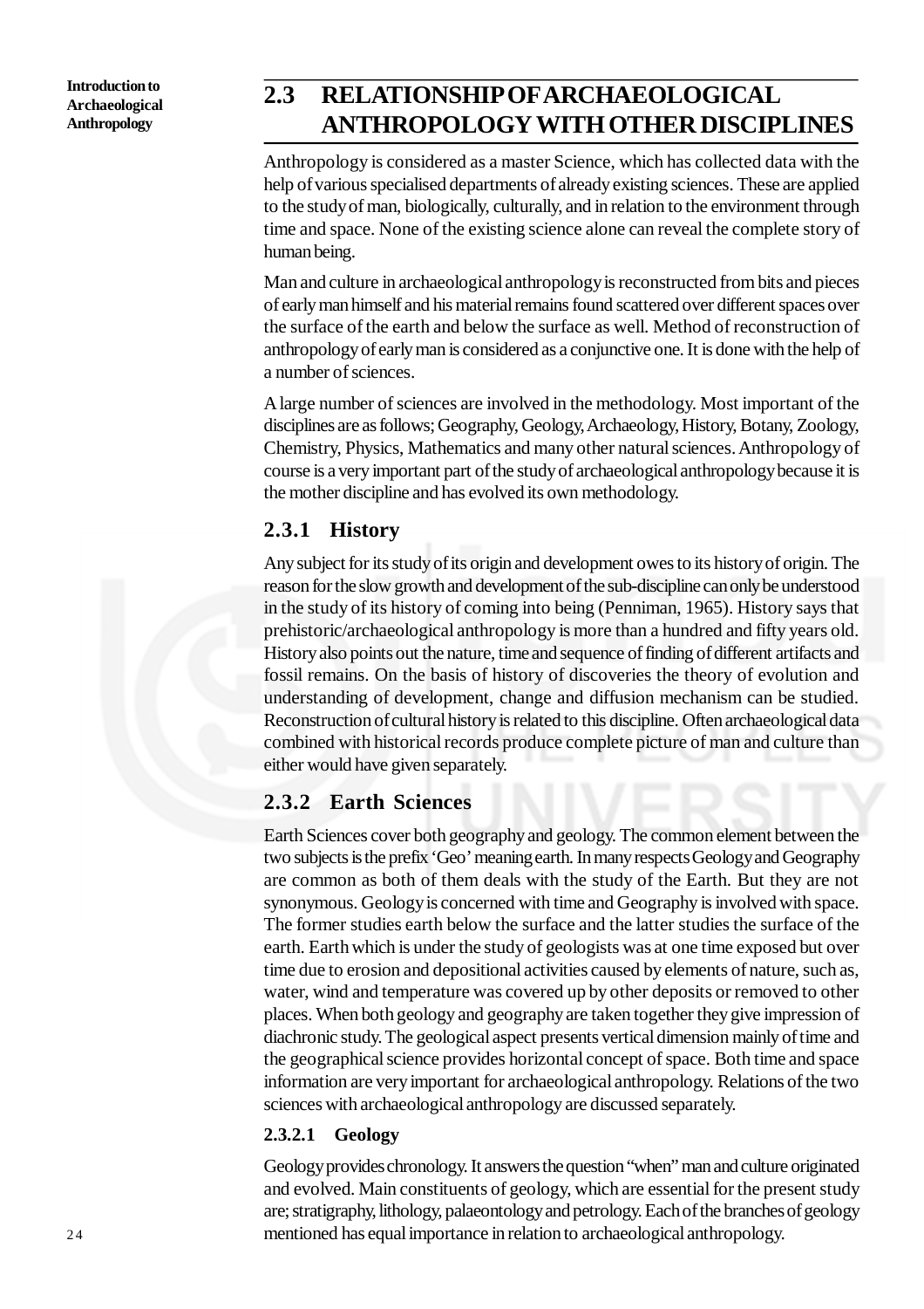## 2.3 RELATIONSHIP OF ARCHAEOLOGICAL ANTHROPOLOGY WITH OTHER DISCIPLINES

Anthropology is considered as a master Science, which has collected data with the help of various specialised departments of already existing sciences. These are applied to the study of man, biologically, culturally, and in relation to the environment through time and space. None of the existing science alone can reveal the complete story of human being.

Man and culture in archaeological anthropology is reconstructed from bits and pieces of early man himself and his material remains found scattered over different spaces over the surface of the earth and below the surface as well. Method of reconstruction of anthropology of early man is considered as a conjunctive one. It is done with the help of a number of sciences.

A large number of sciences are involved in the methodology. Most important of the disciplines are as follows; Geography, Geology, Archaeology, History, Botany, Zoology, Chemistry, Physics, Mathematics and many other natural sciences. Anthropology of course is a very important part of the study of archaeological anthropology because it is the mother discipline and has evolved its own methodology.

### 2.3.1 History

Any subject for its study of its origin and development owes to its history of origin. The reason for the slow growth and development of the sub-discipline can only be understood in the study of its history of coming into being (Penniman, 1965). History says that prehistoric/archaeological anthropology is more than a hundred and fifty years old. History also points out the nature, time and sequence of finding of different artifacts and fossil remains. On the basis of history of discoveries the theory of evolution and understanding of development, change and diffusion mechanism can be studied. Reconstruction of cultural history is related to this discipline. Often archaeological data combined with historical records produce complete picture of man and culture than either would have given separately.

### 2.3.2 Earth Sciences

Earth Sciences cover both geography and geology. The common element between the two subjects is the prefix 'Geo' meaning earth. In many respects Geology and Geography are common as both of them deals with the study of the Earth. But they are not synonymous. Geology is concerned with time and Geography is involved with space. The former studies earth below the surface and the latter studies the surface of the earth. Earth which is under the study of geologists was at one time exposed but over time due to erosion and depositional activities caused by elements of nature, such as, water, wind and temperature was covered up by other deposits or removed to other places. When both geology and geography are taken together they give impression of diachronic study. The geological aspect presents vertical dimension mainly of time and the geographical science provides horizontal concept of space. Both time and space information are very important for archaeological anthropology. Relations of the two sciences with archaeological anthropology are discussed separately.

#### 2.3.2.1 Geology

Geology provides chronology. It answers the question "when" man and culture originated and evolved. Main constituents of geology, which are essential for the present study are; stratigraphy, lithology, palaeontology and petrology. Each of the branches of geology mentioned has equal importance in relation to archaeological anthropology.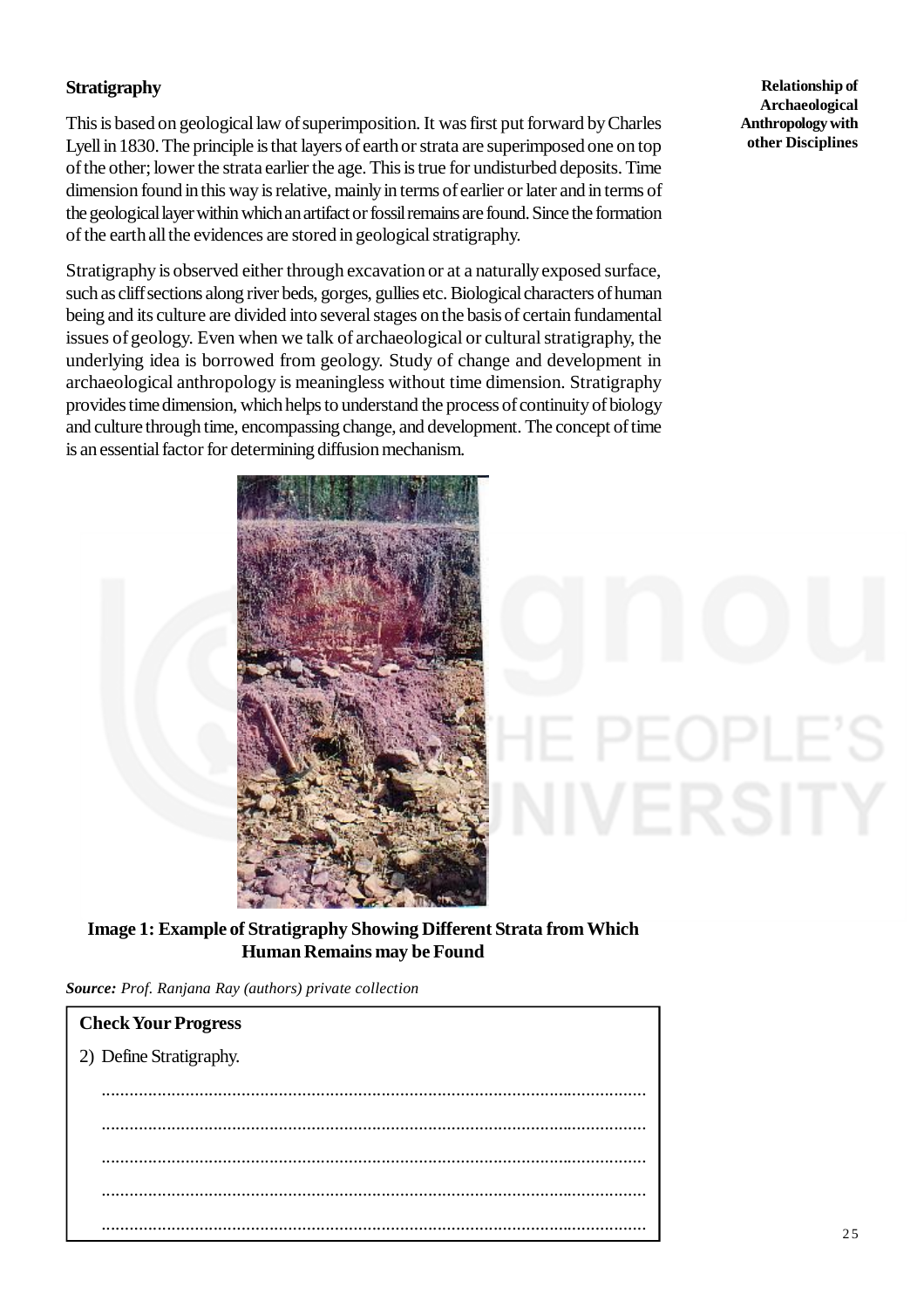### Stratigraphy

This is based on geological law of superimposition. It was first put forward by Charles Lyell in 1830. The principle is that layers of earth or strata are superimposed one on top of the other; lower the strata earlier the age. This is true for undisturbed deposits. Time dimension found in this way is relative, mainly in terms of earlier or later and in terms of the geological layer within which an artifact or fossil remains are found. Since the formation of the earth all the evidences are stored in geological stratigraphy.

Stratigraphy is observed either through excavation or at a naturally exposed surface, such as cliff sections along river beds, gorges, gullies etc. Biological characters of human being and its culture are divided into several stages on the basis of certain fundamental issues of geology. Even when we talk of archaeological or cultural stratigraphy, the underlying idea is borrowed from geology. Study of change and development in archaeological anthropology is meaningless without time dimension. Stratigraphy provides time dimension, which helps to understand the process of continuity of biology and culture through time, encompassing change, and development. The concept of time is an essential factor for determining diffusion mechanism.

**Image 1: Example of Stratigraphy Showing Different Strata from Which Human Remains may be Found**

***Source:*** *Prof. Ranjana Ray (authors) private collection*

**Check Your Progress**

2) Define Stratigraphy.

..........................................................................................................................

..........................................................................................................................

..........................................................................................................................

..........................................................................................................................

..........................................................................................................................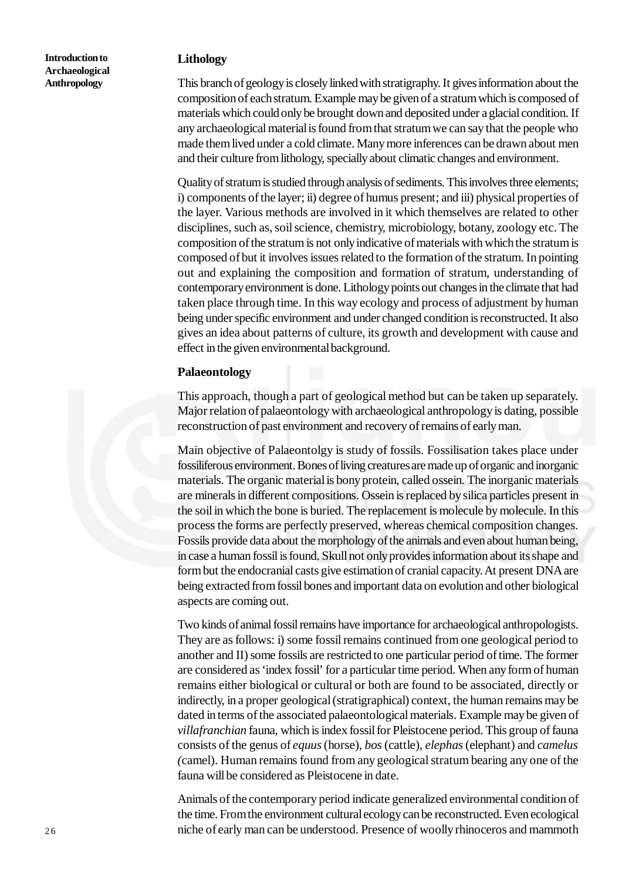### Lithology

This branch of geology is closely linked with stratigraphy. It gives information about the composition of each stratum. Example may be given of a stratum which is composed of materials which could only be brought down and deposited under a glacial condition. If any archaeological material is found from that stratum we can say that the people who made them lived under a cold climate. Many more inferences can be drawn about men and their culture from lithology, specially about climatic changes and environment.

Quality of stratum is studied through analysis of sediments. This involves three elements; i) components of the layer; ii) degree of humus present; and iii) physical properties of the layer. Various methods are involved in it which themselves are related to other disciplines, such as, soil science, chemistry, microbiology, botany, zoology etc. The composition of the stratum is not only indicative of materials with which the stratum is composed of but it involves issues related to the formation of the stratum. In pointing out and explaining the composition and formation of stratum, understanding of contemporary environment is done. Lithology points out changes in the climate that had taken place through time. In this way ecology and process of adjustment by human being under specific environment and under changed condition is reconstructed. It also gives an idea about patterns of culture, its growth and development with cause and effect in the given environmental background.

### Palaeontology

This approach, though a part of geological method but can be taken up separately. Major relation of palaeontology with archaeological anthropology is dating, possible reconstruction of past environment and recovery of remains of early man.

Main objective of Palaeontolgy is study of fossils. Fossilisation takes place under fossiliferous environment. Bones of living creatures are made up of organic and inorganic materials. The organic material is bony protein, called ossein. The inorganic materials are minerals in different compositions. Ossein is replaced by silica particles present in the soil in which the bone is buried. The replacement is molecule by molecule. In this process the forms are perfectly preserved, whereas chemical composition changes. Fossils provide data about the morphology of the animals and even about human being, in case a human fossil is found. Skull not only provides information about its shape and form but the endocranial casts give estimation of cranial capacity. At present DNA are being extracted from fossil bones and important data on evolution and other biological aspects are coming out.

Two kinds of animal fossil remains have importance for archaeological anthropologists. They are as follows: i) some fossil remains continued from one geological period to another and II) some fossils are restricted to one particular period of time. The former are considered as 'index fossil' for a particular time period. When any form of human remains either biological or cultural or both are found to be associated, directly or indirectly, in a proper geological (stratigraphical) context, the human remains may be dated in terms of the associated palaeontological materials. Example may be given of *villafranchian* fauna, which is index fossil for Pleistocene period. This group of fauna consists of the genus of *equus* (horse), *bos* (cattle), *elephas* (elephant) and *camelus* (camel). Human remains found from any geological stratum bearing any one of the fauna will be considered as Pleistocene in date.

Animals of the contemporary period indicate generalized environmental condition of the time. From the environment cultural ecology can be reconstructed. Even ecological niche of early man can be understood. Presence of woolly rhinoceros and mammoth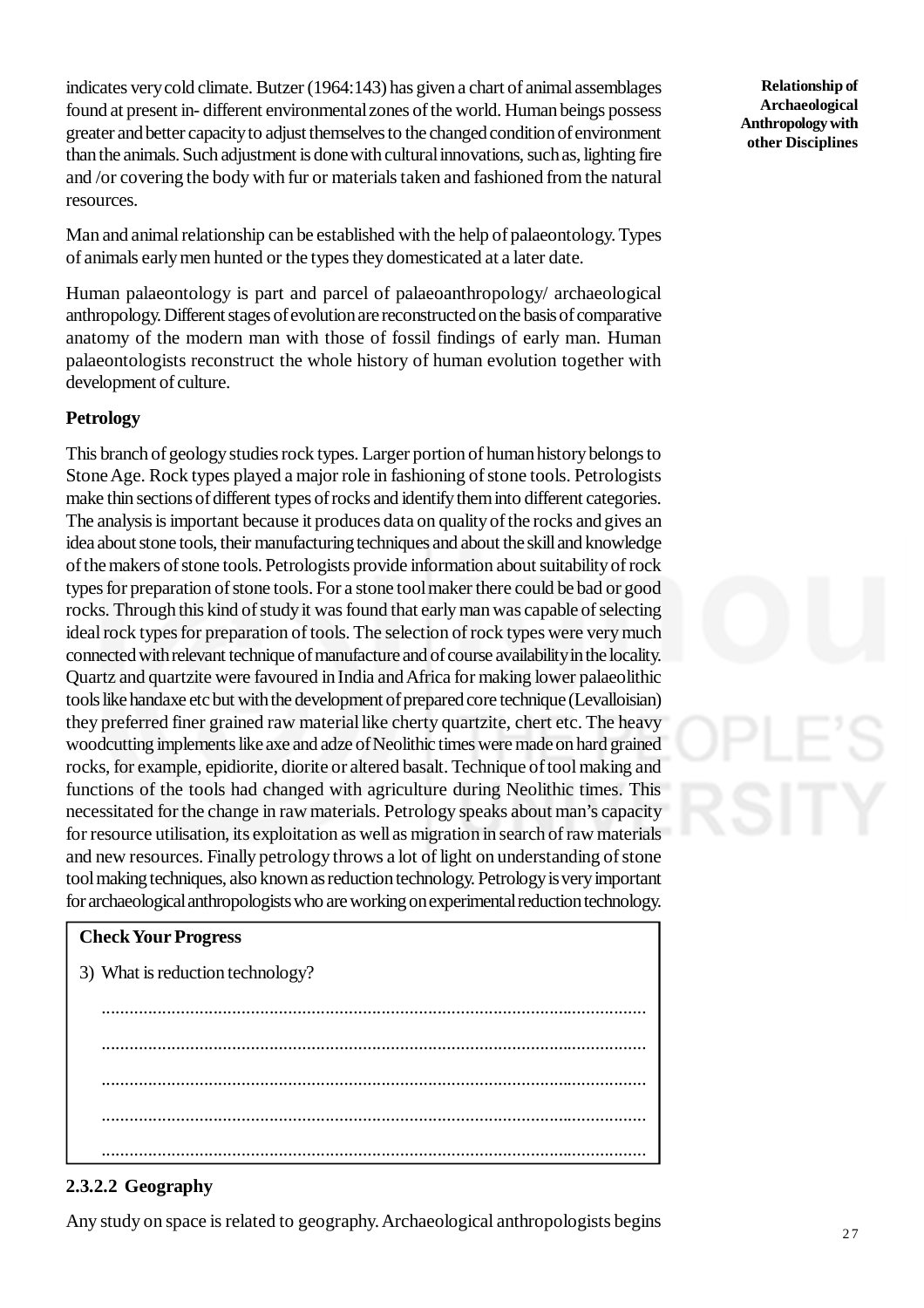indicates very cold climate. Butzer (1964:143) has given a chart of animal assemblages found at present in- different environmental zones of the world. Human beings possess greater and better capacity to adjust themselves to the changed condition of environment than the animals. Such adjustment is done with cultural innovations, such as, lighting fire and /or covering the body with fur or materials taken and fashioned from the natural resources.

Man and animal relationship can be established with the help of palaeontology. Types of animals early men hunted or the types they domesticated at a later date.

Human palaeontology is part and parcel of palaeoanthropology/ archaeological anthropology. Different stages of evolution are reconstructed on the basis of comparative anatomy of the modern man with those of fossil findings of early man. Human palaeontologists reconstruct the whole history of human evolution together with development of culture.

**Petrology**

This branch of geology studies rock types. Larger portion of human history belongs to Stone Age. Rock types played a major role in fashioning of stone tools. Petrologists make thin sections of different types of rocks and identify them into different categories. The analysis is important because it produces data on quality of the rocks and gives an idea about stone tools, their manufacturing techniques and about the skill and knowledge of the makers of stone tools. Petrologists provide information about suitability of rock types for preparation of stone tools. For a stone tool maker there could be bad or good rocks. Through this kind of study it was found that early man was capable of selecting ideal rock types for preparation of tools. The selection of rock types were very much connected with relevant technique of manufacture and of course availability in the locality. Quartz and quartzite were favoured in India and Africa for making lower palaeolithic tools like handaxe etc but with the development of prepared core technique (Levalloisian) they preferred finer grained raw material like cherty quartzite, chert etc. The heavy woodcutting implements like axe and adze of Neolithic times were made on hard grained rocks, for example, epidiorite, diorite or altered basalt. Technique of tool making and functions of the tools had changed with agriculture during Neolithic times. This necessitated for the change in raw materials. Petrology speaks about man's capacity for resource utilisation, its exploitation as well as migration in search of raw materials and new resources. Finally petrology throws a lot of light on understanding of stone tool making techniques, also known as reduction technology. Petrology is very important for archaeological anthropologists who are working on experimental reduction technology.

**Check Your Progress**

3) What is reduction technology?

....................................................................................................................

....................................................................................................................

....................................................................................................................

....................................................................................................................

....................................................................................................................

### 2.3.2.2 Geography

Any study on space is related to geography. Archaeological anthropologists begins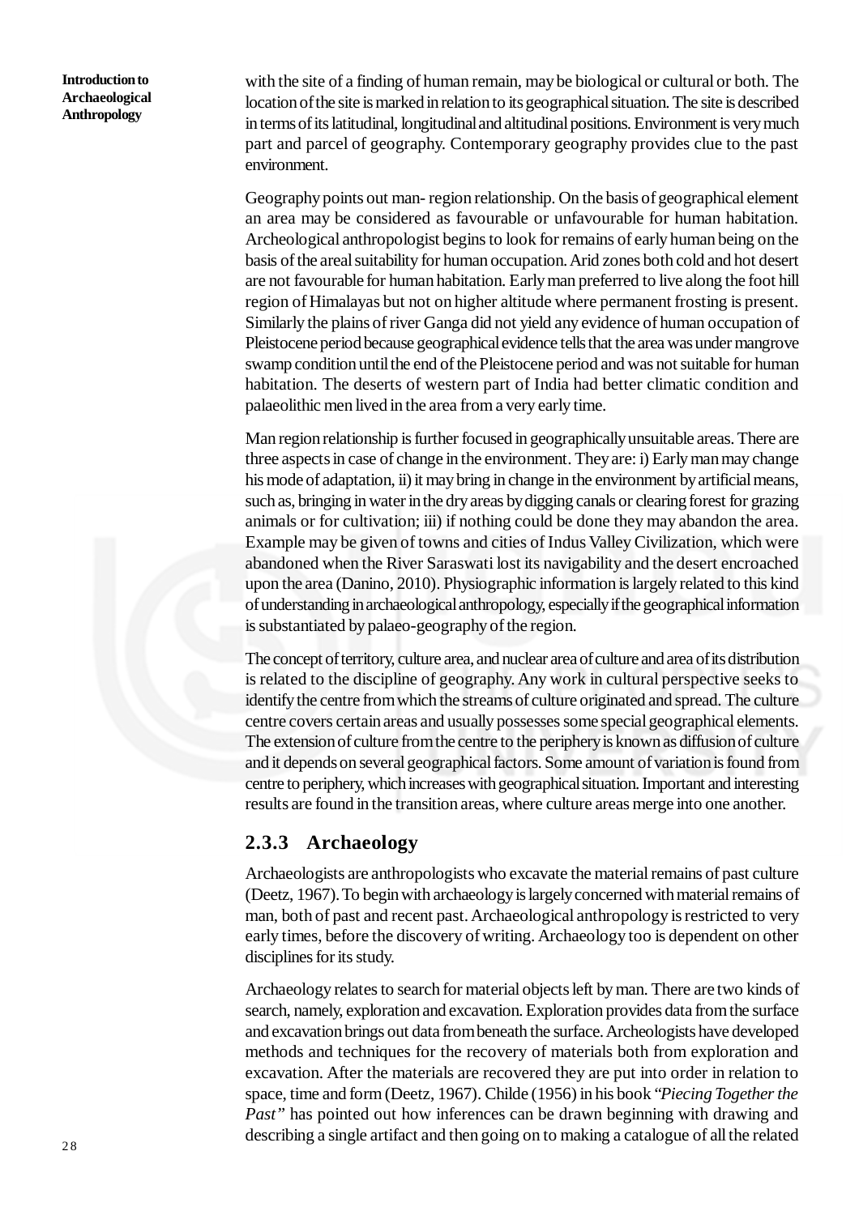with the site of a finding of human remain, may be biological or cultural or both. The location of the site is marked in relation to its geographical situation. The site is described in terms of its latitudinal, longitudinal and altitudinal positions. Environment is very much part and parcel of geography. Contemporary geography provides clue to the past environment.

Geography points out man- region relationship. On the basis of geographical element an area may be considered as favourable or unfavourable for human habitation. Archeological anthropologist begins to look for remains of early human being on the basis of the areal suitability for human occupation. Arid zones both cold and hot desert are not favourable for human habitation. Early man preferred to live along the foot hill region of Himalayas but not on higher altitude where permanent frosting is present. Similarly the plains of river Ganga did not yield any evidence of human occupation of Pleistocene period because geographical evidence tells that the area was under mangrove swamp condition until the end of the Pleistocene period and was not suitable for human habitation. The deserts of western part of India had better climatic condition and palaeolithic men lived in the area from a very early time.

Man region relationship is further focused in geographically unsuitable areas. There are three aspects in case of change in the environment. They are: i) Early man may change his mode of adaptation, ii) it may bring in change in the environment by artificial means, such as, bringing in water in the dry areas by digging canals or clearing forest for grazing animals or for cultivation; iii) if nothing could be done they may abandon the area. Example may be given of towns and cities of Indus Valley Civilization, which were abandoned when the River Saraswati lost its navigability and the desert encroached upon the area (Danino, 2010). Physiographic information is largely related to this kind of understanding in archaeological anthropology, especially if the geographical information is substantiated by palaeo-geography of the region.

The concept of territory, culture area, and nuclear area of culture and area of its distribution is related to the discipline of geography. Any work in cultural perspective seeks to identify the centre from which the streams of culture originated and spread. The culture centre covers certain areas and usually possesses some special geographical elements. The extension of culture from the centre to the periphery is known as diffusion of culture and it depends on several geographical factors. Some amount of variation is found from centre to periphery, which increases with geographical situation. Important and interesting results are found in the transition areas, where culture areas merge into one another.

### 2.3.3 Archaeology

Archaeologists are anthropologists who excavate the material remains of past culture (Deetz, 1967). To begin with archaeology is largely concerned with material remains of man, both of past and recent past. Archaeological anthropology is restricted to very early times, before the discovery of writing. Archaeology too is dependent on other disciplines for its study.

Archaeology relates to search for material objects left by man. There are two kinds of search, namely, exploration and excavation. Exploration provides data from the surface and excavation brings out data from beneath the surface. Archeologists have developed methods and techniques for the recovery of materials both from exploration and excavation. After the materials are recovered they are put into order in relation to space, time and form (Deetz, 1967). Childe (1956) in his book "*Piecing Together the Past*" has pointed out how inferences can be drawn beginning with drawing and describing a single artifact and then going on to making a catalogue of all the related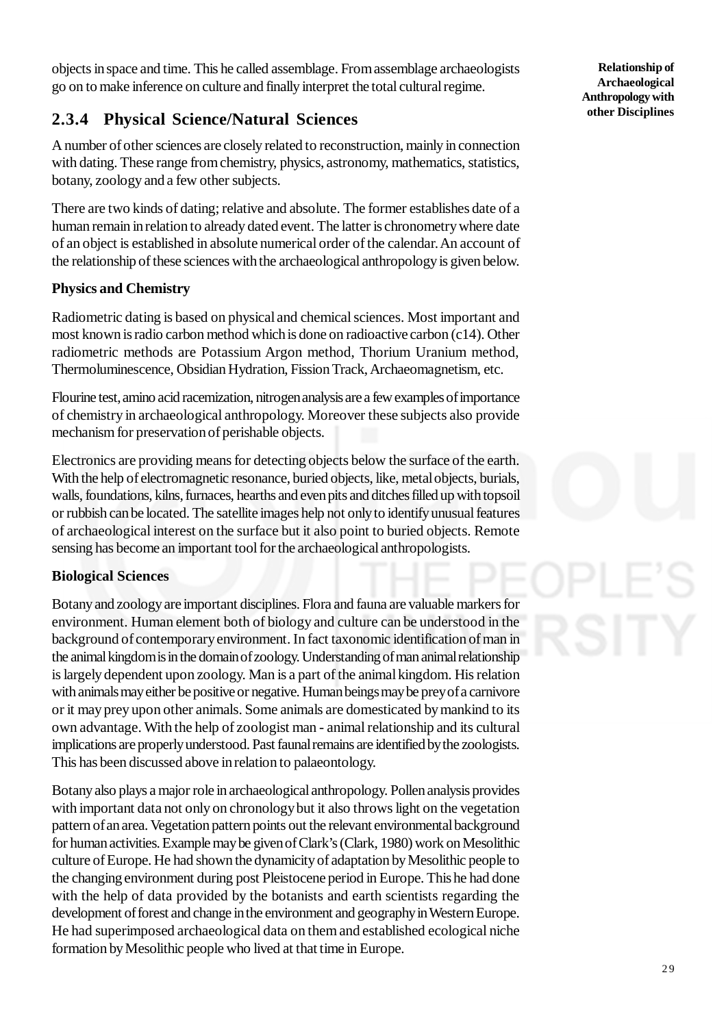objects in space and time. This he called assemblage. From assemblage archaeologists go on to make inference on culture and finally interpret the total cultural regime.

## 2.3.4 Physical Science/Natural Sciences

A number of other sciences are closely related to reconstruction, mainly in connection with dating. These range from chemistry, physics, astronomy, mathematics, statistics, botany, zoology and a few other subjects.

There are two kinds of dating; relative and absolute. The former establishes date of a human remain in relation to already dated event. The latter is chronometry where date of an object is established in absolute numerical order of the calendar. An account of the relationship of these sciences with the archaeological anthropology is given below.

**Physics and Chemistry**

Radiometric dating is based on physical and chemical sciences. Most important and most known is radio carbon method which is done on radioactive carbon (c14). Other radiometric methods are Potassium Argon method, Thorium Uranium method, Thermoluminescence, Obsidian Hydration, Fission Track, Archaeomagnetism, etc.

Flourine test, amino acid racemization, nitrogen analysis are a few examples of importance of chemistry in archaeological anthropology. Moreover these subjects also provide mechanism for preservation of perishable objects.

Electronics are providing means for detecting objects below the surface of the earth. With the help of electromagnetic resonance, buried objects, like, metal objects, burials, walls, foundations, kilns, furnaces, hearths and even pits and ditches filled up with topsoil or rubbish can be located. The satellite images help not only to identify unusual features of archaeological interest on the surface but it also point to buried objects. Remote sensing has become an important tool for the archaeological anthropologists.

**Biological Sciences**

Botany and zoology are important disciplines. Flora and fauna are valuable markers for environment. Human element both of biology and culture can be understood in the background of contemporary environment. In fact taxonomic identification of man in the animal kingdom is in the domain of zoology. Understanding of man animal relationship is largely dependent upon zoology. Man is a part of the animal kingdom. His relation with animals may either be positive or negative. Human beings may be prey of a carnivore or it may prey upon other animals. Some animals are domesticated by mankind to its own advantage. With the help of zoologist man - animal relationship and its cultural implications are properly understood. Past faunal remains are identified by the zoologists. This has been discussed above in relation to palaeontology.

Botany also plays a major role in archaeological anthropology. Pollen analysis provides with important data not only on chronology but it also throws light on the vegetation pattern of an area. Vegetation pattern points out the relevant environmental background for human activities. Example may be given of Clark's (Clark, 1980) work on Mesolithic culture of Europe. He had shown the dynamicity of adaptation by Mesolithic people to the changing environment during post Pleistocene period in Europe. This he had done with the help of data provided by the botanists and earth scientists regarding the development of forest and change in the environment and geography in Western Europe. He had superimposed archaeological data on them and established ecological niche formation by Mesolithic people who lived at that time in Europe.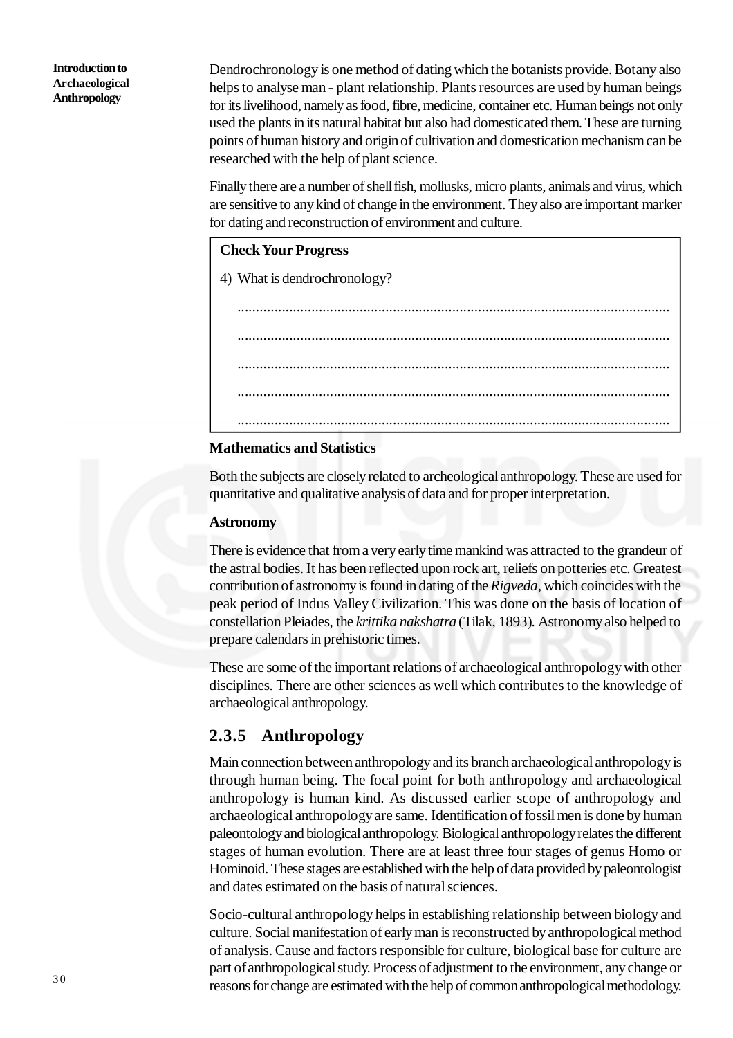Dendrochronology is one method of dating which the botanists provide. Botany also helps to analyse man - plant relationship. Plants resources are used by human beings for its livelihood, namely as food, fibre, medicine, container etc. Human beings not only used the plants in its natural habitat but also had domesticated them. These are turning points of human history and origin of cultivation and domestication mechanism can be researched with the help of plant science.

Finally there are a number of shell fish, mollusks, micro plants, animals and virus, which are sensitive to any kind of change in the environment. They also are important marker for dating and reconstruction of environment and culture.

**Check Your Progress**

4) What is dendrochronology?

.....................................................................................................................

.....................................................................................................................

.....................................................................................................................

.....................................................................................................................

.....................................................................................................................

**Mathematics and Statistics**

Both the subjects are closely related to archeological anthropology. These are used for quantitative and qualitative analysis of data and for proper interpretation.

**Astronomy**

There is evidence that from a very early time mankind was attracted to the grandeur of the astral bodies. It has been reflected upon rock art, reliefs on potteries etc. Greatest contribution of astronomy is found in dating of the *Rigveda,* which coincides with the peak period of Indus Valley Civilization. This was done on the basis of location of constellation Pleiades, the *krittika nakshatra* (Tilak, 1893). Astronomy also helped to prepare calendars in prehistoric times.

These are some of the important relations of archaeological anthropology with other disciplines. There are other sciences as well which contributes to the knowledge of archaeological anthropology.

### 2.3.5 Anthropology

Main connection between anthropology and its branch archaeological anthropology is through human being. The focal point for both anthropology and archaeological anthropology is human kind. As discussed earlier scope of anthropology and archaeological anthropology are same. Identification of fossil men is done by human paleontology and biological anthropology. Biological anthropology relates the different stages of human evolution. There are at least three four stages of genus Homo or Hominoid. These stages are established with the help of data provided by paleontologist and dates estimated on the basis of natural sciences.

Socio-cultural anthropology helps in establishing relationship between biology and culture. Social manifestation of early man is reconstructed by anthropological method of analysis. Cause and factors responsible for culture, biological base for culture are part of anthropological study. Process of adjustment to the environment, any change or reasons for change are estimated with the help of common anthropological methodology.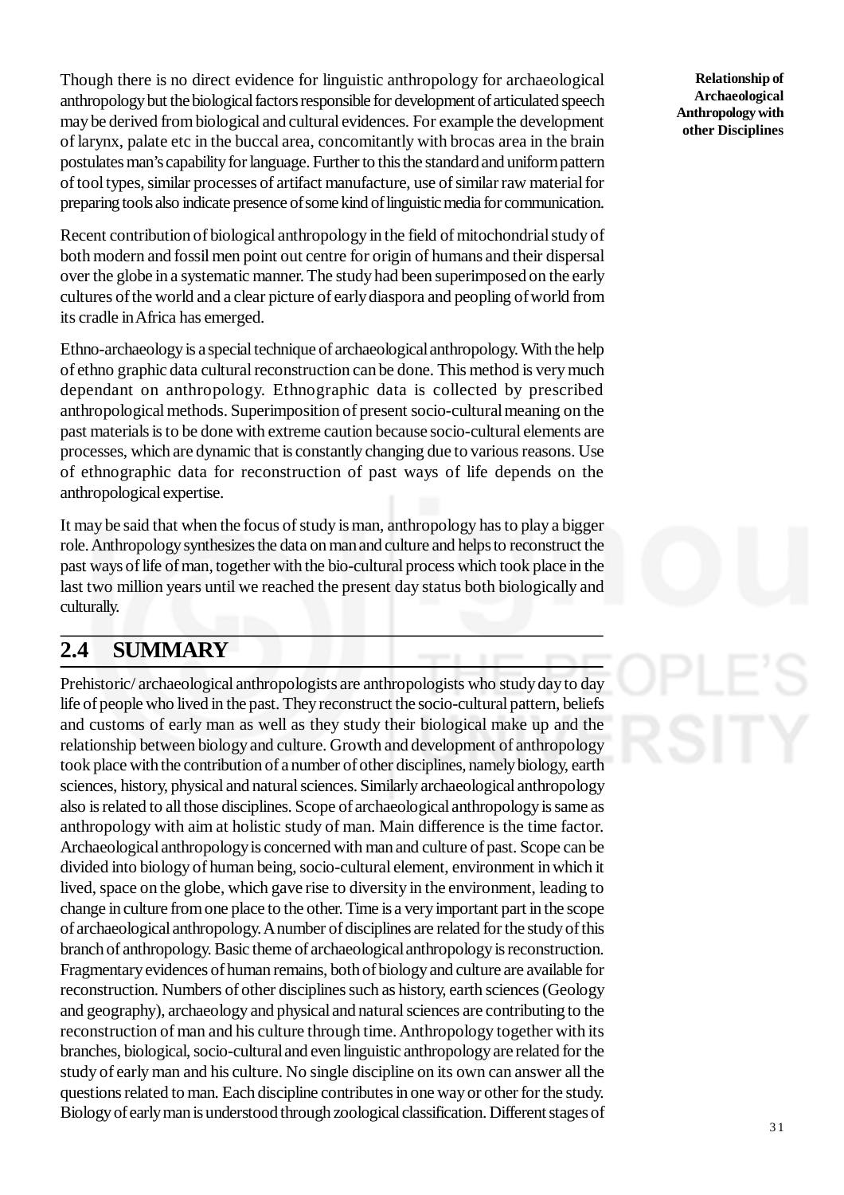Though there is no direct evidence for linguistic anthropology for archaeological anthropology but the biological factors responsible for development of articulated speech may be derived from biological and cultural evidences. For example the development of larynx, palate etc in the buccal area, concomitantly with brocas area in the brain postulates man's capability for language. Further to this the standard and uniform pattern of tool types, similar processes of artifact manufacture, use of similar raw material for preparing tools also indicate presence of some kind of linguistic media for communication.

Recent contribution of biological anthropology in the field of mitochondrial study of both modern and fossil men point out centre for origin of humans and their dispersal over the globe in a systematic manner. The study had been superimposed on the early cultures of the world and a clear picture of early diaspora and peopling of world from its cradle in Africa has emerged.

Ethno-archaeology is a special technique of archaeological anthropology. With the help of ethno graphic data cultural reconstruction can be done. This method is very much dependant on anthropology. Ethnographic data is collected by prescribed anthropological methods. Superimposition of present socio-cultural meaning on the past materials is to be done with extreme caution because socio-cultural elements are processes, which are dynamic that is constantly changing due to various reasons. Use of ethnographic data for reconstruction of past ways of life depends on the anthropological expertise.

It may be said that when the focus of study is man, anthropology has to play a bigger role. Anthropology synthesizes the data on man and culture and helps to reconstruct the past ways of life of man, together with the bio-cultural process which took place in the last two million years until we reached the present day status both biologically and culturally.

## 2.4 SUMMARY

Prehistoric/ archaeological anthropologists are anthropologists who study day to day life of people who lived in the past. They reconstruct the socio-cultural pattern, beliefs and customs of early man as well as they study their biological make up and the relationship between biology and culture. Growth and development of anthropology took place with the contribution of a number of other disciplines, namely biology, earth sciences, history, physical and natural sciences. Similarly archaeological anthropology also is related to all those disciplines. Scope of archaeological anthropology is same as anthropology with aim at holistic study of man. Main difference is the time factor. Archaeological anthropology is concerned with man and culture of past. Scope can be divided into biology of human being, socio-cultural element, environment in which it lived, space on the globe, which gave rise to diversity in the environment, leading to change in culture from one place to the other. Time is a very important part in the scope of archaeological anthropology. A number of disciplines are related for the study of this branch of anthropology. Basic theme of archaeological anthropology is reconstruction. Fragmentary evidences of human remains, both of biology and culture are available for reconstruction. Numbers of other disciplines such as history, earth sciences (Geology and geography), archaeology and physical and natural sciences are contributing to the reconstruction of man and his culture through time. Anthropology together with its branches, biological, socio-cultural and even linguistic anthropology are related for the study of early man and his culture. No single discipline on its own can answer all the questions related to man. Each discipline contributes in one way or other for the study. Biology of early man is understood through zoological classification. Different stages of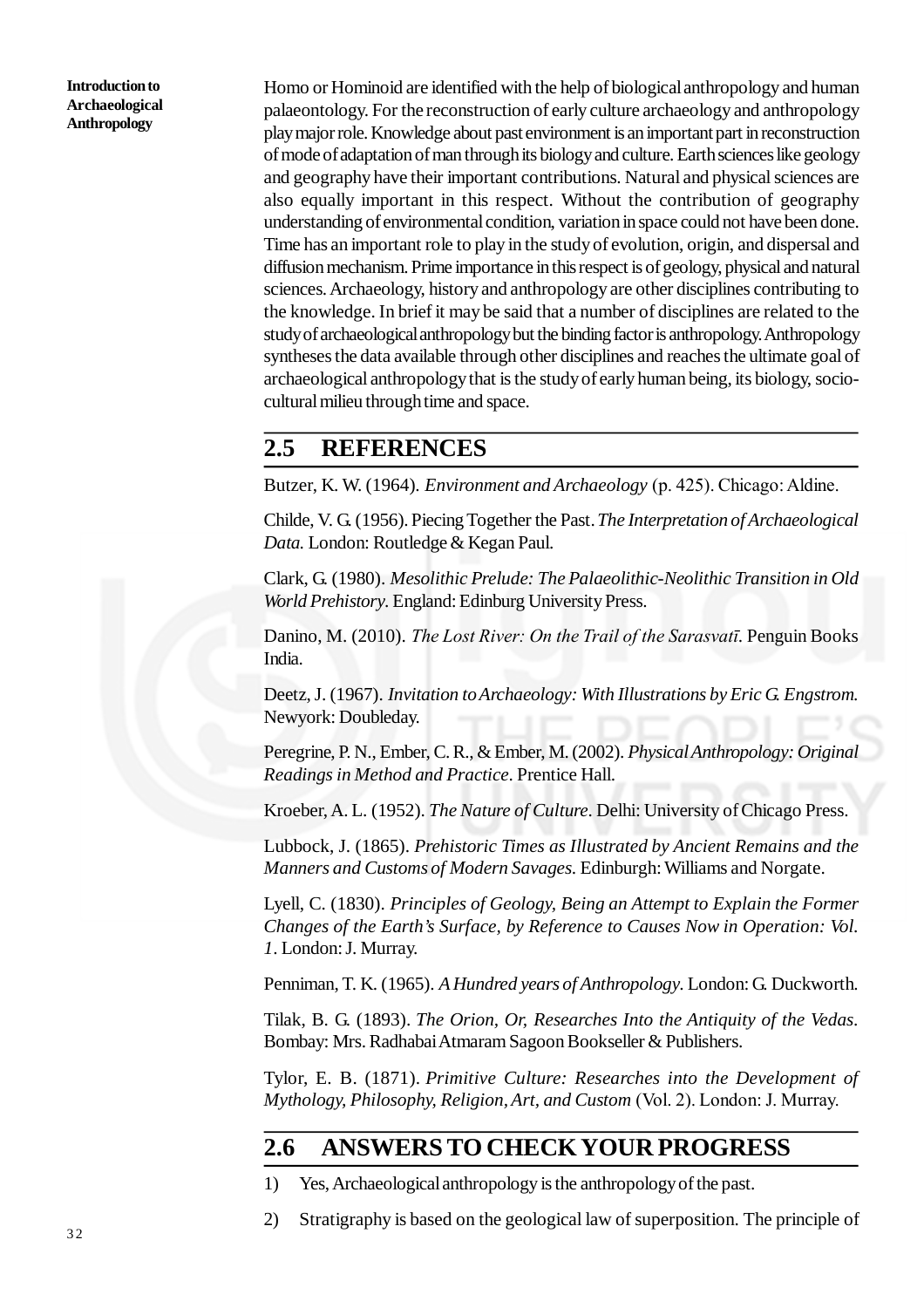Homo or Hominoid are identified with the help of biological anthropology and human palaeontology. For the reconstruction of early culture archaeology and anthropology play major role. Knowledge about past environment is an important part in reconstruction of mode of adaptation of man through its biology and culture. Earth sciences like geology and geography have their important contributions. Natural and physical sciences are also equally important in this respect. Without the contribution of geography understanding of environmental condition, variation in space could not have been done. Time has an important role to play in the study of evolution, origin, and dispersal and diffusion mechanism. Prime importance in this respect is of geology, physical and natural sciences. Archaeology, history and anthropology are other disciplines contributing to the knowledge. In brief it may be said that a number of disciplines are related to the study of archaeological anthropology but the binding factor is anthropology. Anthropology syntheses the data available through other disciplines and reaches the ultimate goal of archaeological anthropology that is the study of early human being, its biology, socio-cultural milieu through time and space.

## 2.5 REFERENCES

Butzer, K. W. (1964). *Environment and Archaeology* (p. 425). Chicago: Aldine.

Childe, V. G. (1956). Piecing Together the Past. *The Interpretation of Archaeological Data.* London: Routledge & Kegan Paul.

Clark, G. (1980). *Mesolithic Prelude: The Palaeolithic-Neolithic Transition in Old World Prehistory*. England: Edinburg University Press.

Danino, M. (2010). *The Lost River: On the Trail of the Sarasvatī*. Penguin Books India.

Deetz, J. (1967). *Invitation to Archaeology: With Illustrations by Eric G. Engstrom.* Newyork: Doubleday.

Peregrine, P. N., Ember, C. R., & Ember, M. (2002). *Physical Anthropology: Original Readings in Method and Practice*. Prentice Hall.

Kroeber, A. L. (1952). *The Nature of Culture*. Delhi: University of Chicago Press.

Lubbock, J. (1865). *Prehistoric Times as Illustrated by Ancient Remains and the Manners and Customs of Modern Savages.* Edinburgh: Williams and Norgate.

Lyell, C. (1830). *Principles of Geology, Being an Attempt to Explain the Former Changes of the Earth's Surface, by Reference to Causes Now in Operation: Vol. 1*. London: J. Murray.

Penniman, T. K. (1965). *A Hundred years of Anthropology*. London: G. Duckworth.

Tilak, B. G. (1893). *The Orion, Or, Researches Into the Antiquity of the Vedas*. Bombay: Mrs. Radhabai Atmaram Sagoon Bookseller & Publishers.

Tylor, E. B. (1871). *Primitive Culture: Researches into the Development of Mythology, Philosophy, Religion, Art, and Custom* (Vol. 2). London: J. Murray.

## 2.6 ANSWERS TO CHECK YOUR PROGRESS

1) Yes, Archaeological anthropology is the anthropology of the past.

2) Stratigraphy is based on the geological law of superposition. The principle of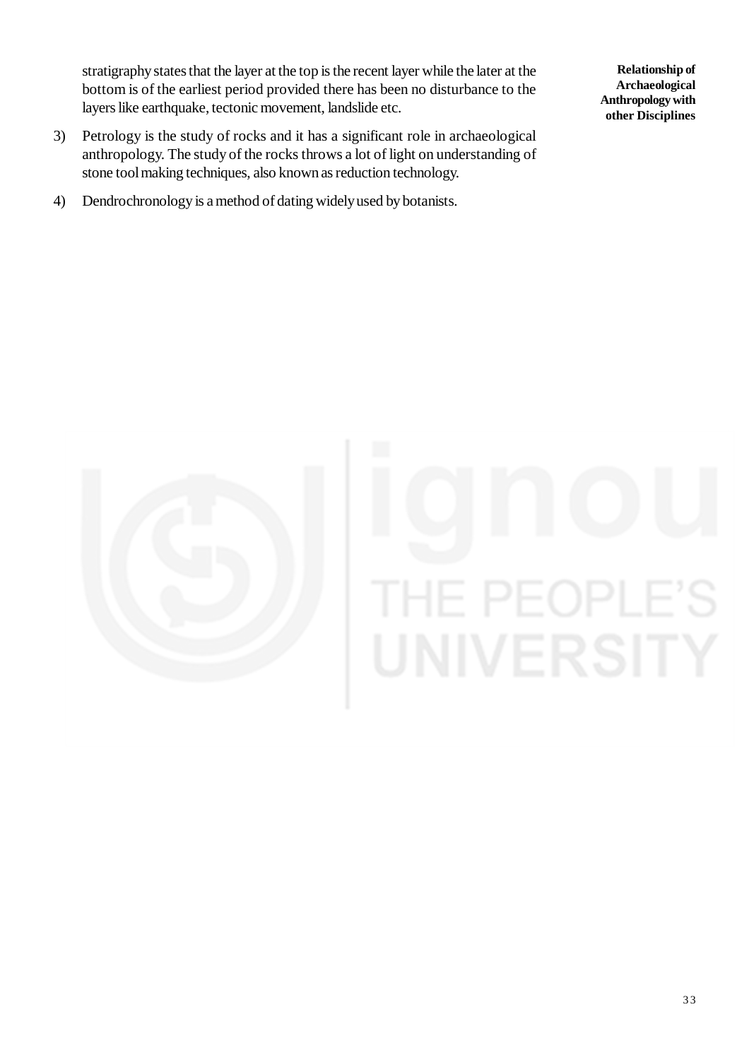stratigraphy states that the layer at the top is the recent layer while the later at the bottom is of the earliest period provided there has been no disturbance to the layers like earthquake, tectonic movement, landslide etc.

3) Petrology is the study of rocks and it has a significant role in archaeological anthropology. The study of the rocks throws a lot of light on understanding of stone tool making techniques, also known as reduction technology.

4) Dendrochronology is a method of dating widely used by botanists.